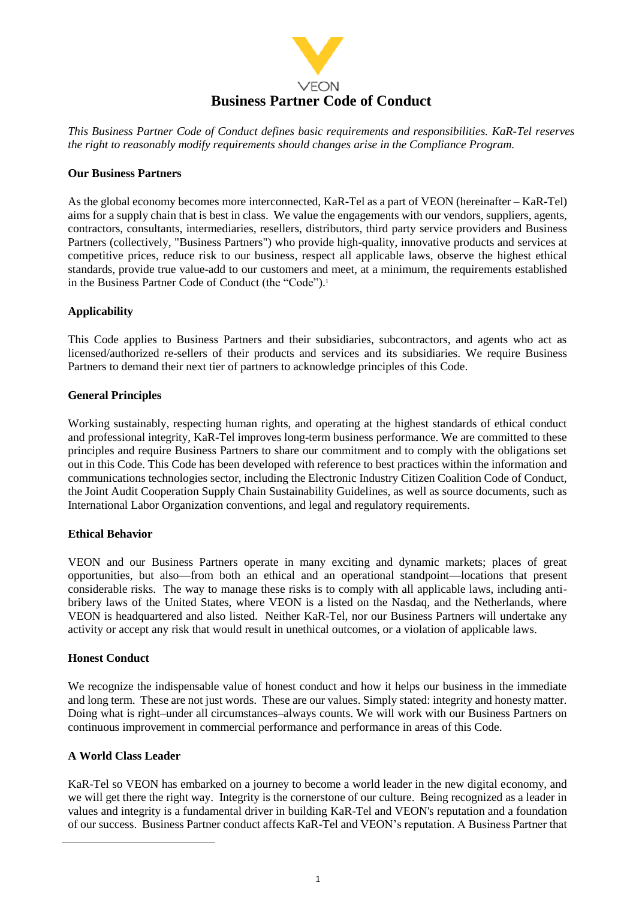VEON

# Business Partner Code of Conduct

*This Business Partner Code of Conduct defines basic requirements and responsibilities. KaR-Tel reserves the right to reasonably modify requirements should changes arise in the Compliance Program.*

**Our Business Partners**

As the global economy becomes more interconnected, KaR-Tel as a part of VEON (hereinafter – KaR-Tel) aims for a supply chain that is best in class. We value the engagements with our vendors, suppliers, agents, contractors, consultants, intermediaries, resellers, distributors, third party service providers and Business Partners (collectively, "Business Partners") who provide high-quality, innovative products and services at competitive prices, reduce risk to our business, respect all applicable laws, observe the highest ethical standards, provide true value-add to our customers and meet, at a minimum, the requirements established in the Business Partner Code of Conduct (the "Code").[1]

**Applicability**

This Code applies to Business Partners and their subsidiaries, subcontractors, and agents who act as licensed/authorized re-sellers of their products and services and its subsidiaries. We require Business Partners to demand their next tier of partners to acknowledge principles of this Code.

**General Principles**

Working sustainably, respecting human rights, and operating at the highest standards of ethical conduct and professional integrity, KaR-Tel improves long-term business performance. We are committed to these principles and require Business Partners to share our commitment and to comply with the obligations set out in this Code. This Code has been developed with reference to best practices within the information and communications technologies sector, including the Electronic Industry Citizen Coalition Code of Conduct, the Joint Audit Cooperation Supply Chain Sustainability Guidelines, as well as source documents, such as International Labor Organization conventions, and legal and regulatory requirements.

**Ethical Behavior**

VEON and our Business Partners operate in many exciting and dynamic markets; places of great opportunities, but also—from both an ethical and an operational standpoint—locations that present considerable risks. The way to manage these risks is to comply with all applicable laws, including anti-bribery laws of the United States, where VEON is a listed on the Nasdaq, and the Netherlands, where VEON is headquartered and also listed. Neither KaR-Tel, nor our Business Partners will undertake any activity or accept any risk that would result in unethical outcomes, or a violation of applicable laws.

**Honest Conduct**

We recognize the indispensable value of honest conduct and how it helps our business in the immediate and long term. These are not just words. These are our values. Simply stated: integrity and honesty matter. Doing what is right–under all circumstances–always counts. We will work with our Business Partners on continuous improvement in commercial performance and performance in areas of this Code.

**A World Class Leader**

KaR-Tel so VEON has embarked on a journey to become a world leader in the new digital economy, and we will get there the right way. Integrity is the cornerstone of our culture. Being recognized as a leader in values and integrity is a fundamental driver in building KaR-Tel and VEON's reputation and a foundation of our success. Business Partner conduct affects KaR-Tel and VEON's reputation. A Business Partner that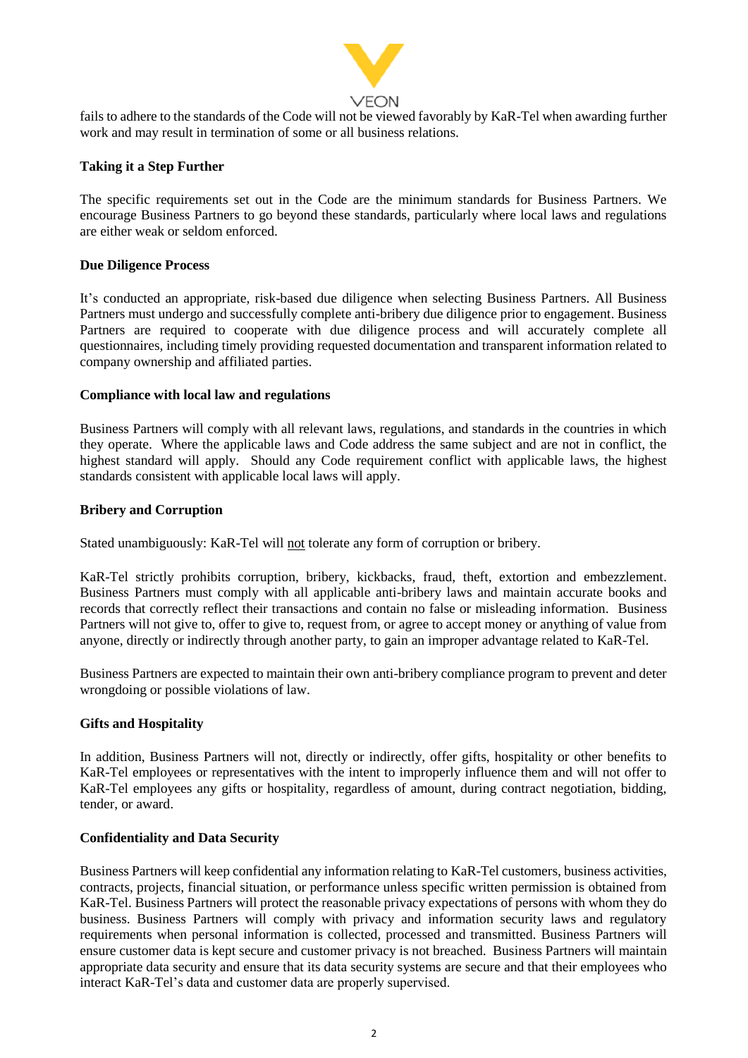fails to adhere to the standards of the Code will not be viewed favorably by KaR-Tel when awarding further work and may result in termination of some or all business relations.

**Taking it a Step Further**

The specific requirements set out in the Code are the minimum standards for Business Partners. We encourage Business Partners to go beyond these standards, particularly where local laws and regulations are either weak or seldom enforced.

**Due Diligence Process**

It's conducted an appropriate, risk-based due diligence when selecting Business Partners. All Business Partners must undergo and successfully complete anti-bribery due diligence prior to engagement. Business Partners are required to cooperate with due diligence process and will accurately complete all questionnaires, including timely providing requested documentation and transparent information related to company ownership and affiliated parties.

**Compliance with local law and regulations**

Business Partners will comply with all relevant laws, regulations, and standards in the countries in which they operate. Where the applicable laws and Code address the same subject and are not in conflict, the highest standard will apply. Should any Code requirement conflict with applicable laws, the highest standards consistent with applicable local laws will apply.

**Bribery and Corruption**

Stated unambiguously: KaR-Tel will not tolerate any form of corruption or bribery.

KaR-Tel strictly prohibits corruption, bribery, kickbacks, fraud, theft, extortion and embezzlement. Business Partners must comply with all applicable anti-bribery laws and maintain accurate books and records that correctly reflect their transactions and contain no false or misleading information. Business Partners will not give to, offer to give to, request from, or agree to accept money or anything of value from anyone, directly or indirectly through another party, to gain an improper advantage related to KaR-Tel.

Business Partners are expected to maintain their own anti-bribery compliance program to prevent and deter wrongdoing or possible violations of law.

**Gifts and Hospitality**

In addition, Business Partners will not, directly or indirectly, offer gifts, hospitality or other benefits to KaR-Tel employees or representatives with the intent to improperly influence them and will not offer to KaR-Tel employees any gifts or hospitality, regardless of amount, during contract negotiation, bidding, tender, or award.

**Confidentiality and Data Security**

Business Partners will keep confidential any information relating to KaR-Tel customers, business activities, contracts, projects, financial situation, or performance unless specific written permission is obtained from KaR-Tel. Business Partners will protect the reasonable privacy expectations of persons with whom they do business. Business Partners will comply with privacy and information security laws and regulatory requirements when personal information is collected, processed and transmitted. Business Partners will ensure customer data is kept secure and customer privacy is not breached. Business Partners will maintain appropriate data security and ensure that its data security systems are secure and that their employees who interact KaR-Tel's data and customer data are properly supervised.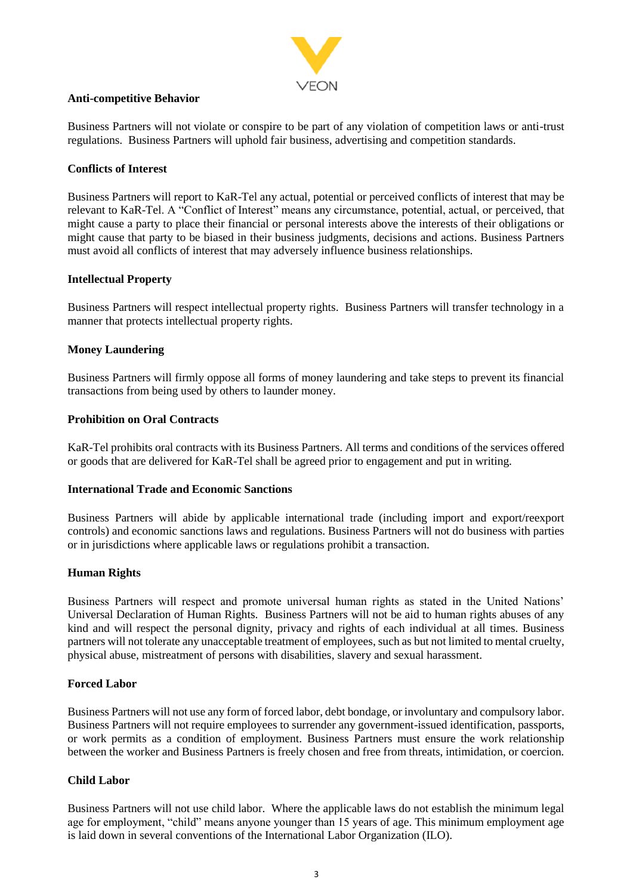### Anti-competitive Behavior

Business Partners will not violate or conspire to be part of any violation of competition laws or anti-trust regulations. Business Partners will uphold fair business, advertising and competition standards.

### Conflicts of Interest

Business Partners will report to KaR-Tel any actual, potential or perceived conflicts of interest that may be relevant to KaR-Tel. A "Conflict of Interest" means any circumstance, potential, actual, or perceived, that might cause a party to place their financial or personal interests above the interests of their obligations or might cause that party to be biased in their business judgments, decisions and actions. Business Partners must avoid all conflicts of interest that may adversely influence business relationships.

### Intellectual Property

Business Partners will respect intellectual property rights. Business Partners will transfer technology in a manner that protects intellectual property rights.

### Money Laundering

Business Partners will firmly oppose all forms of money laundering and take steps to prevent its financial transactions from being used by others to launder money.

### Prohibition on Oral Contracts

KaR-Tel prohibits oral contracts with its Business Partners. All terms and conditions of the services offered or goods that are delivered for KaR-Tel shall be agreed prior to engagement and put in writing.

### International Trade and Economic Sanctions

Business Partners will abide by applicable international trade (including import and export/reexport controls) and economic sanctions laws and regulations. Business Partners will not do business with parties or in jurisdictions where applicable laws or regulations prohibit a transaction.

### Human Rights

Business Partners will respect and promote universal human rights as stated in the United Nations' Universal Declaration of Human Rights. Business Partners will not be aid to human rights abuses of any kind and will respect the personal dignity, privacy and rights of each individual at all times. Business partners will not tolerate any unacceptable treatment of employees, such as but not limited to mental cruelty, physical abuse, mistreatment of persons with disabilities, slavery and sexual harassment.

### Forced Labor

Business Partners will not use any form of forced labor, debt bondage, or involuntary and compulsory labor. Business Partners will not require employees to surrender any government-issued identification, passports, or work permits as a condition of employment. Business Partners must ensure the work relationship between the worker and Business Partners is freely chosen and free from threats, intimidation, or coercion.

### Child Labor

Business Partners will not use child labor. Where the applicable laws do not establish the minimum legal age for employment, "child" means anyone younger than 15 years of age. This minimum employment age is laid down in several conventions of the International Labor Organization (ILO).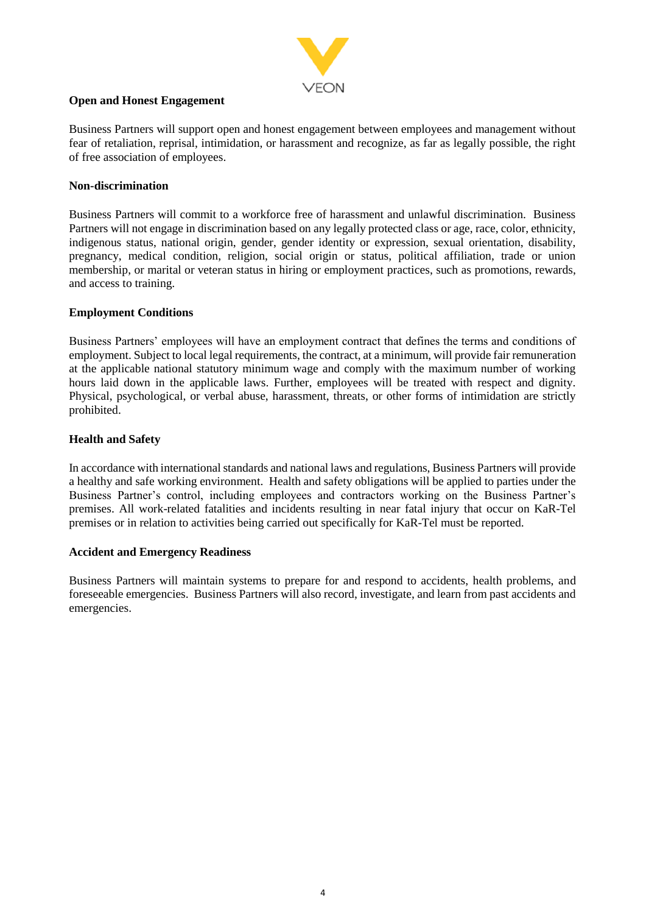**Open and Honest Engagement**

Business Partners will support open and honest engagement between employees and management without fear of retaliation, reprisal, intimidation, or harassment and recognize, as far as legally possible, the right of free association of employees.

**Non-discrimination**

Business Partners will commit to a workforce free of harassment and unlawful discrimination. Business Partners will not engage in discrimination based on any legally protected class or age, race, color, ethnicity, indigenous status, national origin, gender, gender identity or expression, sexual orientation, disability, pregnancy, medical condition, religion, social origin or status, political affiliation, trade or union membership, or marital or veteran status in hiring or employment practices, such as promotions, rewards, and access to training.

**Employment Conditions**

Business Partners' employees will have an employment contract that defines the terms and conditions of employment. Subject to local legal requirements, the contract, at a minimum, will provide fair remuneration at the applicable national statutory minimum wage and comply with the maximum number of working hours laid down in the applicable laws. Further, employees will be treated with respect and dignity. Physical, psychological, or verbal abuse, harassment, threats, or other forms of intimidation are strictly prohibited.

**Health and Safety**

In accordance with international standards and national laws and regulations, Business Partners will provide a healthy and safe working environment. Health and safety obligations will be applied to parties under the Business Partner's control, including employees and contractors working on the Business Partner's premises. All work-related fatalities and incidents resulting in near fatal injury that occur on KaR-Tel premises or in relation to activities being carried out specifically for KaR-Tel must be reported.

**Accident and Emergency Readiness**

Business Partners will maintain systems to prepare for and respond to accidents, health problems, and foreseeable emergencies. Business Partners will also record, investigate, and learn from past accidents and emergencies.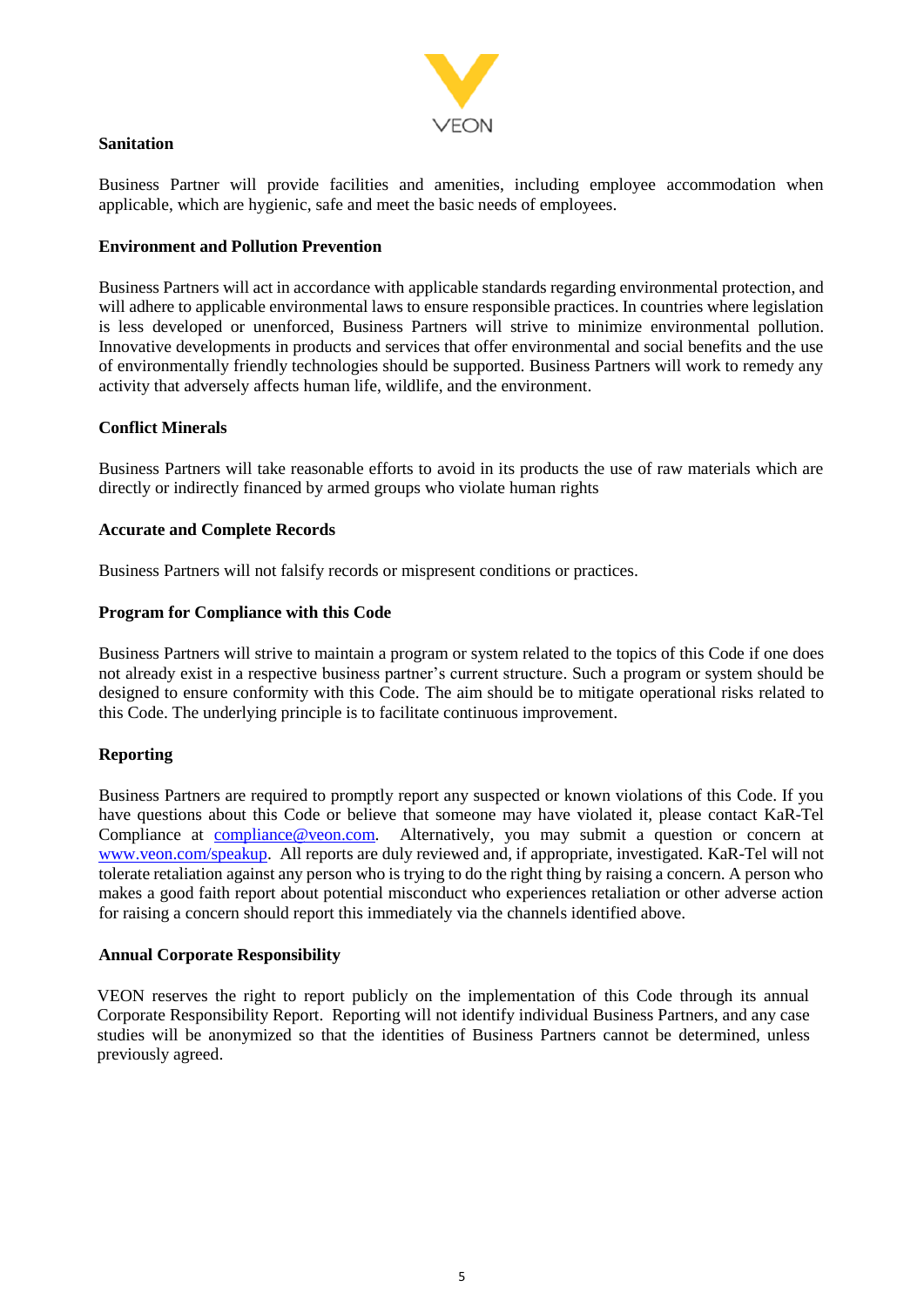**Sanitation**

Business Partner will provide facilities and amenities, including employee accommodation when applicable, which are hygienic, safe and meet the basic needs of employees.

**Environment and Pollution Prevention**

Business Partners will act in accordance with applicable standards regarding environmental protection, and will adhere to applicable environmental laws to ensure responsible practices. In countries where legislation is less developed or unenforced, Business Partners will strive to minimize environmental pollution. Innovative developments in products and services that offer environmental and social benefits and the use of environmentally friendly technologies should be supported. Business Partners will work to remedy any activity that adversely affects human life, wildlife, and the environment.

**Conflict Minerals**

Business Partners will take reasonable efforts to avoid in its products the use of raw materials which are directly or indirectly financed by armed groups who violate human rights

**Accurate and Complete Records**

Business Partners will not falsify records or mispresent conditions or practices.

**Program for Compliance with this Code**

Business Partners will strive to maintain a program or system related to the topics of this Code if one does not already exist in a respective business partner's current structure. Such a program or system should be designed to ensure conformity with this Code. The aim should be to mitigate operational risks related to this Code. The underlying principle is to facilitate continuous improvement.

**Reporting**

Business Partners are required to promptly report any suspected or known violations of this Code. If you have questions about this Code or believe that someone may have violated it, please contact KaR-Tel Compliance at compliance@veon.com. Alternatively, you may submit a question or concern at www.veon.com/speakup. All reports are duly reviewed and, if appropriate, investigated. KaR-Tel will not tolerate retaliation against any person who is trying to do the right thing by raising a concern. A person who makes a good faith report about potential misconduct who experiences retaliation or other adverse action for raising a concern should report this immediately via the channels identified above.

**Annual Corporate Responsibility**

VEON reserves the right to report publicly on the implementation of this Code through its annual Corporate Responsibility Report. Reporting will not identify individual Business Partners, and any case studies will be anonymized so that the identities of Business Partners cannot be determined, unless previously agreed.